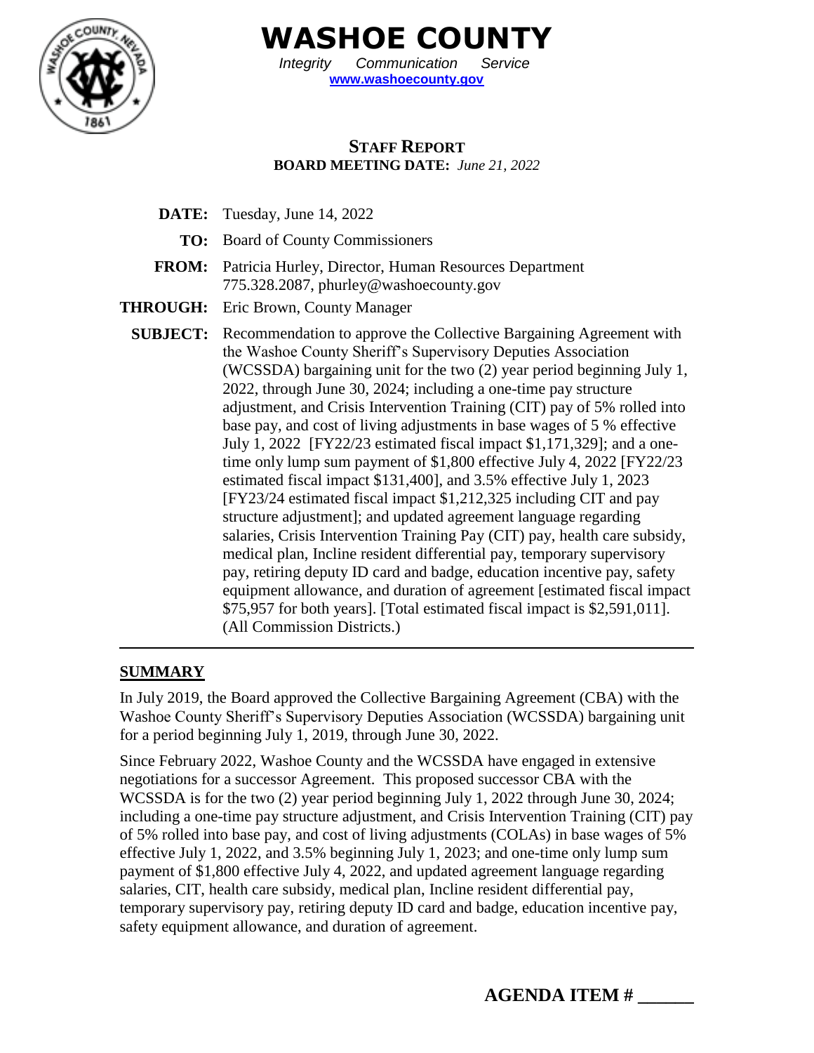# WASHOE COUNTY

*Integrity Communication Service*

**www.washoecounty.gov**

## STAFF REPORT

**BOARD MEETING DATE:** *June 21, 2022*

**DATE:** Tuesday, June 14, 2022

**TO:** Board of County Commissioners

**FROM:** Patricia Hurley, Director, Human Resources Department
775.328.2087, phurley@washoecounty.gov

**THROUGH:** Eric Brown, County Manager

**SUBJECT:** Recommendation to approve the Collective Bargaining Agreement with the Washoe County Sheriff's Supervisory Deputies Association (WCSSDA) bargaining unit for the two (2) year period beginning July 1, 2022, through June 30, 2024; including a one-time pay structure adjustment, and Crisis Intervention Training (CIT) pay of 5% rolled into base pay, and cost of living adjustments in base wages of 5 % effective July 1, 2022 [FY22/23 estimated fiscal impact $1,171,329]; and a one-time only lump sum payment of $1,800 effective July 4, 2022 [FY22/23 estimated fiscal impact $131,400], and 3.5% effective July 1, 2023 [FY23/24 estimated fiscal impact $1,212,325 including CIT and pay structure adjustment]; and updated agreement language regarding salaries, Crisis Intervention Training Pay (CIT) pay, health care subsidy, medical plan, Incline resident differential pay, temporary supervisory pay, retiring deputy ID card and badge, education incentive pay, safety equipment allowance, and duration of agreement [estimated fiscal impact $75,957 for both years]. [Total estimated fiscal impact is $2,591,011]. (All Commission Districts.)

---

## SUMMARY

In July 2019, the Board approved the Collective Bargaining Agreement (CBA) with the Washoe County Sheriff's Supervisory Deputies Association (WCSSDA) bargaining unit for a period beginning July 1, 2019, through June 30, 2022.

Since February 2022, Washoe County and the WCSSDA have engaged in extensive negotiations for a successor Agreement. This proposed successor CBA with the WCSSDA is for the two (2) year period beginning July 1, 2022 through June 30, 2024; including a one-time pay structure adjustment, and Crisis Intervention Training (CIT) pay of 5% rolled into base pay, and cost of living adjustments (COLAs) in base wages of 5% effective July 1, 2022, and 3.5% beginning July 1, 2023; and one-time only lump sum payment of $1,800 effective July 4, 2022, and updated agreement language regarding salaries, CIT, health care subsidy, medical plan, Incline resident differential pay, temporary supervisory pay, retiring deputy ID card and badge, education incentive pay, safety equipment allowance, and duration of agreement.

**AGENDA ITEM # ______**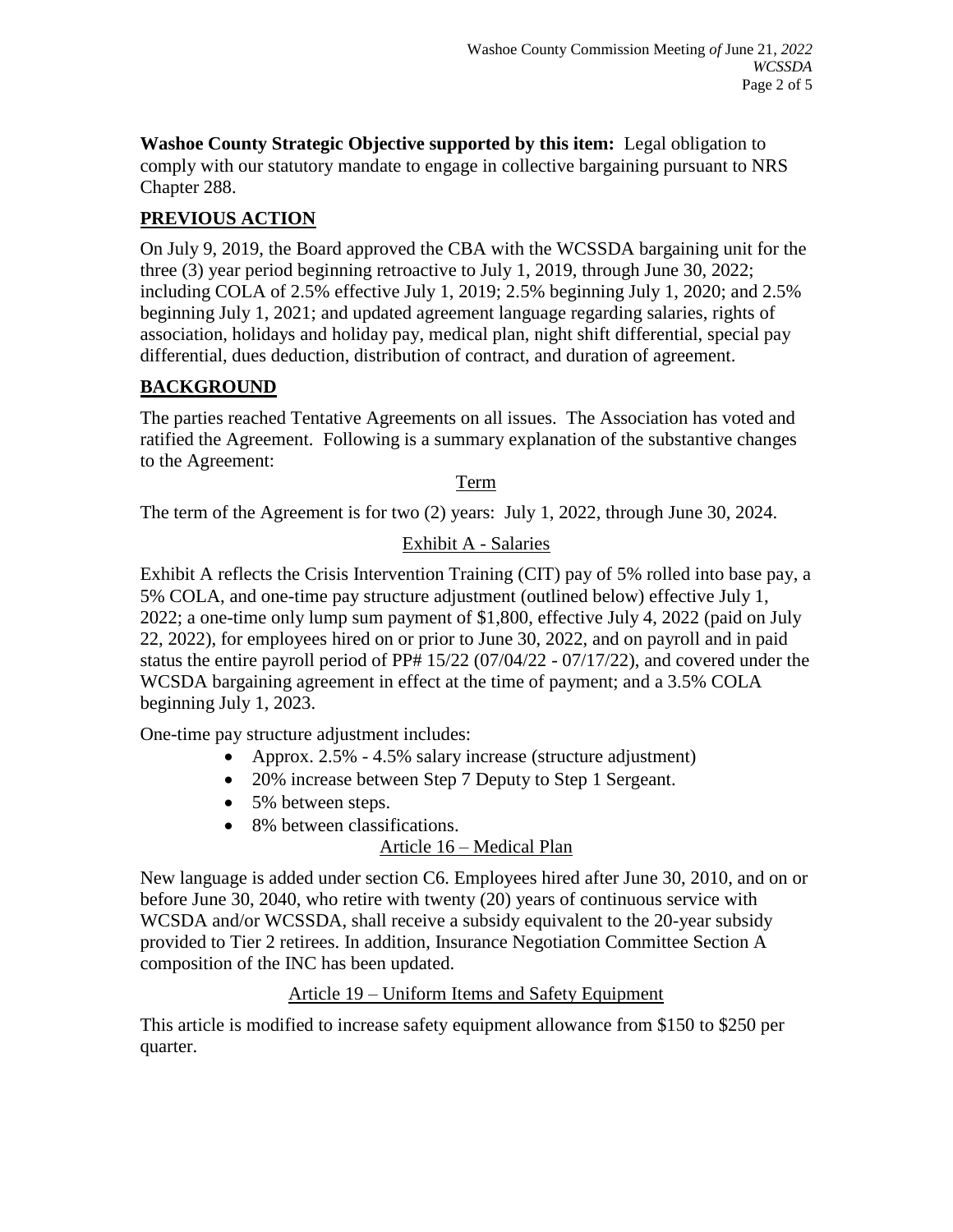**Washoe County Strategic Objective supported by this item:** Legal obligation to comply with our statutory mandate to engage in collective bargaining pursuant to NRS Chapter 288.

## PREVIOUS ACTION

On July 9, 2019, the Board approved the CBA with the WCSSDA bargaining unit for the three (3) year period beginning retroactive to July 1, 2019, through June 30, 2022; including COLA of 2.5% effective July 1, 2019; 2.5% beginning July 1, 2020; and 2.5% beginning July 1, 2021; and updated agreement language regarding salaries, rights of association, holidays and holiday pay, medical plan, night shift differential, special pay differential, dues deduction, distribution of contract, and duration of agreement.

## BACKGROUND

The parties reached Tentative Agreements on all issues. The Association has voted and ratified the Agreement. Following is a summary explanation of the substantive changes to the Agreement:

### Term

The term of the Agreement is for two (2) years: July 1, 2022, through June 30, 2024.

### Exhibit A - Salaries

Exhibit A reflects the Crisis Intervention Training (CIT) pay of 5% rolled into base pay, a 5% COLA, and one-time pay structure adjustment (outlined below) effective July 1, 2022; a one-time only lump sum payment of $1,800, effective July 4, 2022 (paid on July 22, 2022), for employees hired on or prior to June 30, 2022, and on payroll and in paid status the entire payroll period of PP# 15/22 (07/04/22 - 07/17/22), and covered under the WCSDA bargaining agreement in effect at the time of payment; and a 3.5% COLA beginning July 1, 2023.

One-time pay structure adjustment includes:

- Approx. 2.5% - 4.5% salary increase (structure adjustment)
- 20% increase between Step 7 Deputy to Step 1 Sergeant.
- 5% between steps.
- 8% between classifications.

### Article 16 – Medical Plan

New language is added under section C6. Employees hired after June 30, 2010, and on or before June 30, 2040, who retire with twenty (20) years of continuous service with WCSDA and/or WCSSDA, shall receive a subsidy equivalent to the 20-year subsidy provided to Tier 2 retirees. In addition, Insurance Negotiation Committee Section A composition of the INC has been updated.

### Article 19 – Uniform Items and Safety Equipment

This article is modified to increase safety equipment allowance from $150 to $250 per quarter.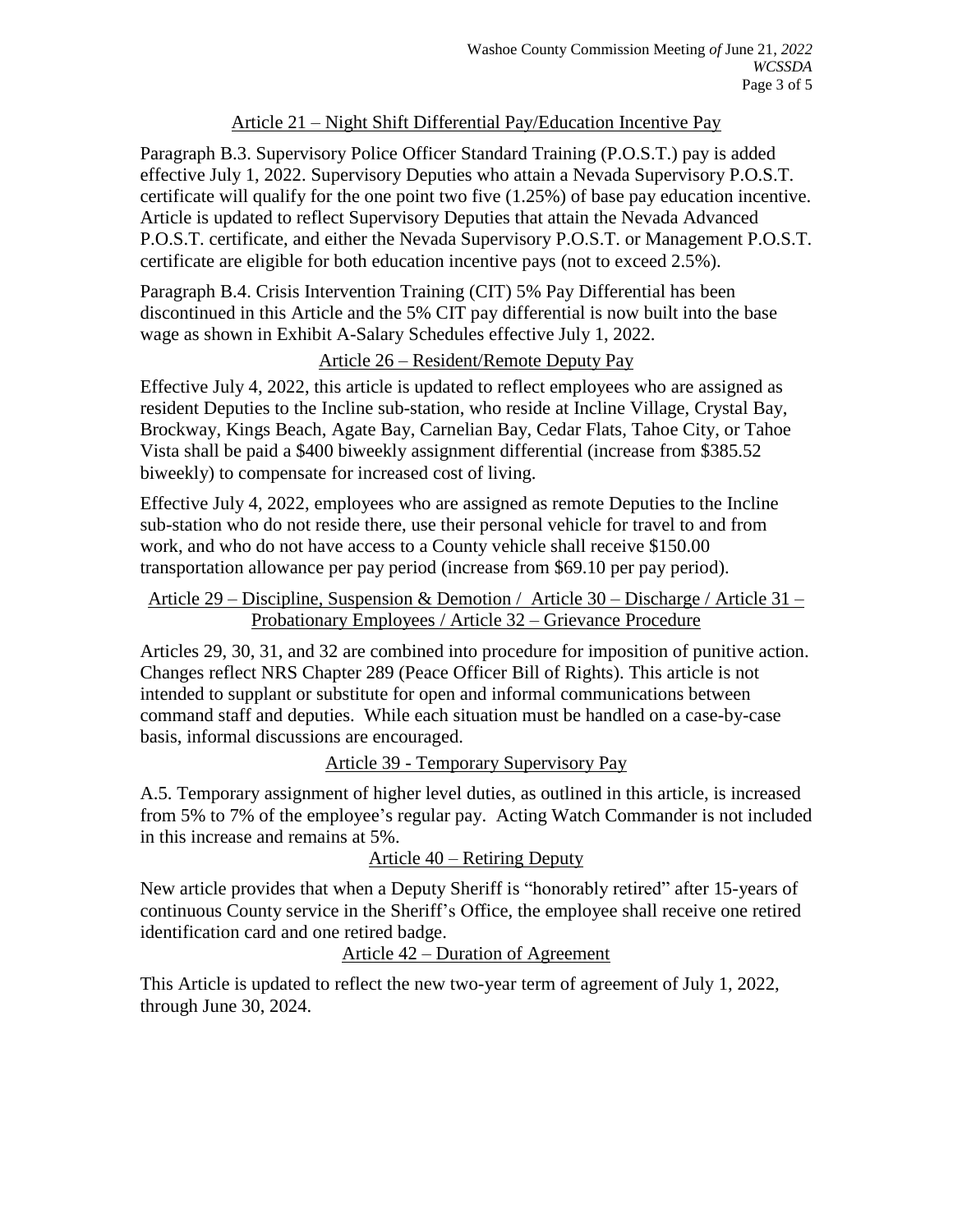## Article 21 – Night Shift Differential Pay/Education Incentive Pay

Paragraph B.3. Supervisory Police Officer Standard Training (P.O.S.T.) pay is added effective July 1, 2022. Supervisory Deputies who attain a Nevada Supervisory P.O.S.T. certificate will qualify for the one point two five (1.25%) of base pay education incentive. Article is updated to reflect Supervisory Deputies that attain the Nevada Advanced P.O.S.T. certificate, and either the Nevada Supervisory P.O.S.T. or Management P.O.S.T. certificate are eligible for both education incentive pays (not to exceed 2.5%).

Paragraph B.4. Crisis Intervention Training (CIT) 5% Pay Differential has been discontinued in this Article and the 5% CIT pay differential is now built into the base wage as shown in Exhibit A-Salary Schedules effective July 1, 2022.

## Article 26 – Resident/Remote Deputy Pay

Effective July 4, 2022, this article is updated to reflect employees who are assigned as resident Deputies to the Incline sub-station, who reside at Incline Village, Crystal Bay, Brockway, Kings Beach, Agate Bay, Carnelian Bay, Cedar Flats, Tahoe City, or Tahoe Vista shall be paid a $400 biweekly assignment differential (increase from $385.52 biweekly) to compensate for increased cost of living.

Effective July 4, 2022, employees who are assigned as remote Deputies to the Incline sub-station who do not reside there, use their personal vehicle for travel to and from work, and who do not have access to a County vehicle shall receive $150.00 transportation allowance per pay period (increase from $69.10 per pay period).

## Article 29 – Discipline, Suspension & Demotion / Article 30 – Discharge / Article 31 – Probationary Employees / Article 32 – Grievance Procedure

Articles 29, 30, 31, and 32 are combined into procedure for imposition of punitive action. Changes reflect NRS Chapter 289 (Peace Officer Bill of Rights). This article is not intended to supplant or substitute for open and informal communications between command staff and deputies. While each situation must be handled on a case-by-case basis, informal discussions are encouraged.

## Article 39 - Temporary Supervisory Pay

A.5. Temporary assignment of higher level duties, as outlined in this article, is increased from 5% to 7% of the employee's regular pay. Acting Watch Commander is not included in this increase and remains at 5%.

## Article 40 – Retiring Deputy

New article provides that when a Deputy Sheriff is "honorably retired" after 15-years of continuous County service in the Sheriff's Office, the employee shall receive one retired identification card and one retired badge.

## Article 42 – Duration of Agreement

This Article is updated to reflect the new two-year term of agreement of July 1, 2022, through June 30, 2024.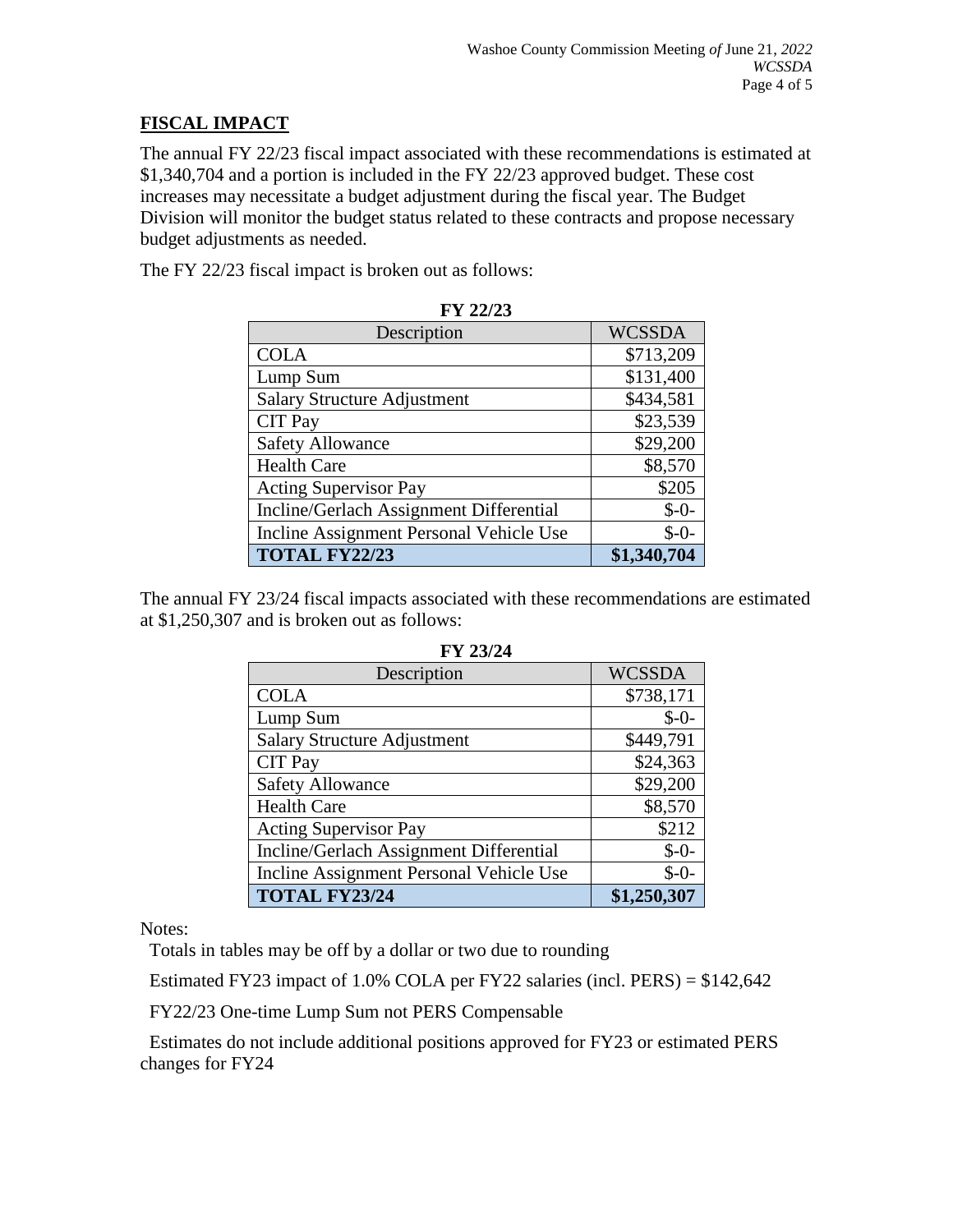## FISCAL IMPACT

The annual FY 22/23 fiscal impact associated with these recommendations is estimated at $1,340,704 and a portion is included in the FY 22/23 approved budget. These cost increases may necessitate a budget adjustment during the fiscal year. The Budget Division will monitor the budget status related to these contracts and propose necessary budget adjustments as needed.

The FY 22/23 fiscal impact is broken out as follows:

**FY 22/23**

| Description | WCSSDA |
|---|---:|
| COLA | $713,209 |
| Lump Sum | $131,400 |
| Salary Structure Adjustment | $434,581 |
| CIT Pay | $23,539 |
| Safety Allowance | $29,200 |
| Health Care | $8,570 |
| Acting Supervisor Pay | $205 |
| Incline/Gerlach Assignment Differential | $-0- |
| Incline Assignment Personal Vehicle Use | $-0- |
| **TOTAL FY22/23** | **$1,340,704** |

The annual FY 23/24 fiscal impacts associated with these recommendations are estimated at $1,250,307 and is broken out as follows:

**FY 23/24**

| Description | WCSSDA |
|---|---:|
| COLA | $738,171 |
| Lump Sum | $-0- |
| Salary Structure Adjustment | $449,791 |
| CIT Pay | $24,363 |
| Safety Allowance | $29,200 |
| Health Care | $8,570 |
| Acting Supervisor Pay | $212 |
| Incline/Gerlach Assignment Differential | $-0- |
| Incline Assignment Personal Vehicle Use | $-0- |
| **TOTAL FY23/24** | **$1,250,307** |

Notes:

Totals in tables may be off by a dollar or two due to rounding

Estimated FY23 impact of 1.0% COLA per FY22 salaries (incl. PERS) = $142,642

FY22/23 One-time Lump Sum not PERS Compensable

Estimates do not include additional positions approved for FY23 or estimated PERS changes for FY24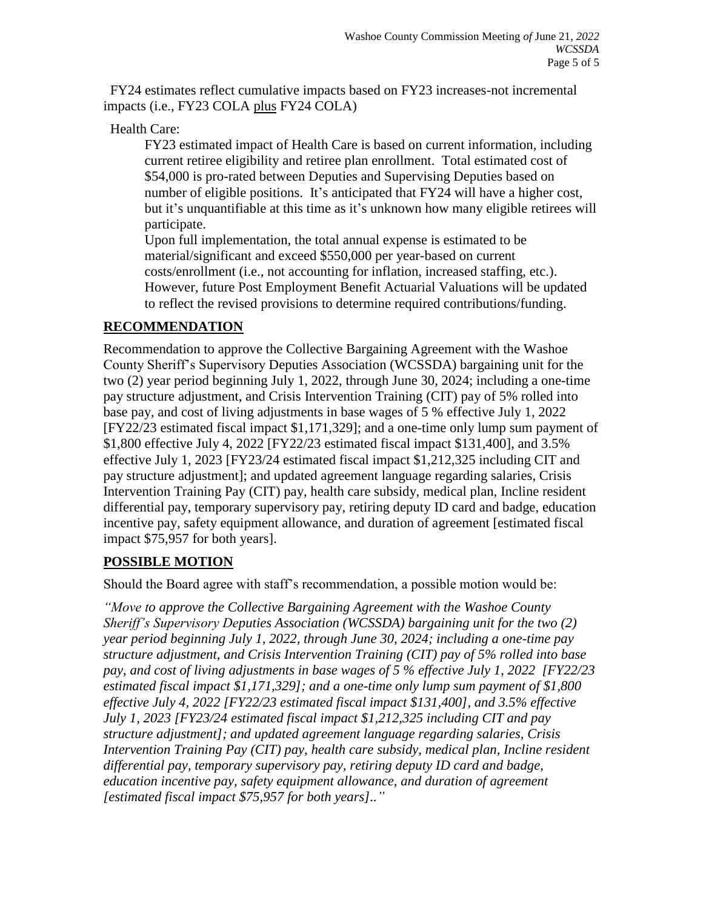FY24 estimates reflect cumulative impacts based on FY23 increases-not incremental impacts (i.e., FY23 COLA plus FY24 COLA)

Health Care:

FY23 estimated impact of Health Care is based on current information, including current retiree eligibility and retiree plan enrollment. Total estimated cost of $54,000 is pro-rated between Deputies and Supervising Deputies based on number of eligible positions. It's anticipated that FY24 will have a higher cost, but it's unquantifiable at this time as it's unknown how many eligible retirees will participate.

Upon full implementation, the total annual expense is estimated to be material/significant and exceed $550,000 per year-based on current costs/enrollment (i.e., not accounting for inflation, increased staffing, etc.). However, future Post Employment Benefit Actuarial Valuations will be updated to reflect the revised provisions to determine required contributions/funding.

## RECOMMENDATION

Recommendation to approve the Collective Bargaining Agreement with the Washoe County Sheriff's Supervisory Deputies Association (WCSSDA) bargaining unit for the two (2) year period beginning July 1, 2022, through June 30, 2024; including a one-time pay structure adjustment, and Crisis Intervention Training (CIT) pay of 5% rolled into base pay, and cost of living adjustments in base wages of 5 % effective July 1, 2022 [FY22/23 estimated fiscal impact $1,171,329]; and a one-time only lump sum payment of $1,800 effective July 4, 2022 [FY22/23 estimated fiscal impact $131,400], and 3.5% effective July 1, 2023 [FY23/24 estimated fiscal impact $1,212,325 including CIT and pay structure adjustment]; and updated agreement language regarding salaries, Crisis Intervention Training Pay (CIT) pay, health care subsidy, medical plan, Incline resident differential pay, temporary supervisory pay, retiring deputy ID card and badge, education incentive pay, safety equipment allowance, and duration of agreement [estimated fiscal impact $75,957 for both years].

## POSSIBLE MOTION

Should the Board agree with staff's recommendation, a possible motion would be:

*"Move to approve the Collective Bargaining Agreement with the Washoe County Sheriff's Supervisory Deputies Association (WCSSDA) bargaining unit for the two (2) year period beginning July 1, 2022, through June 30, 2024; including a one-time pay structure adjustment, and Crisis Intervention Training (CIT) pay of 5% rolled into base pay, and cost of living adjustments in base wages of 5 % effective July 1, 2022 [FY22/23 estimated fiscal impact $1,171,329]; and a one-time only lump sum payment of $1,800 effective July 4, 2022 [FY22/23 estimated fiscal impact $131,400], and 3.5% effective July 1, 2023 [FY23/24 estimated fiscal impact $1,212,325 including CIT and pay structure adjustment]; and updated agreement language regarding salaries, Crisis Intervention Training Pay (CIT) pay, health care subsidy, medical plan, Incline resident differential pay, temporary supervisory pay, retiring deputy ID card and badge, education incentive pay, safety equipment allowance, and duration of agreement [estimated fiscal impact $75,957 for both years].."*